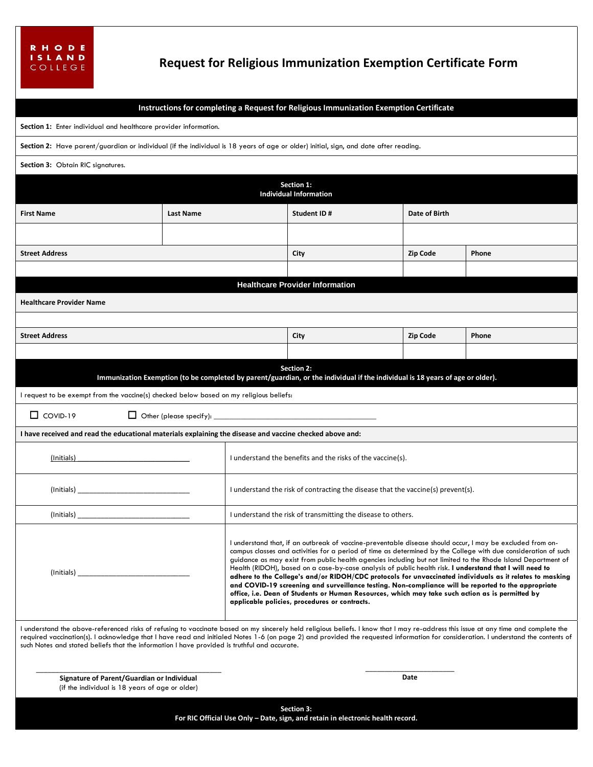RHODE ISLAND COLLEGE

# Request for Religious Immunization Exemption Certificate Form

## Instructions for completing a Request for Religious Immunization Exemption Certificate

**Section 1:** Enter individual and healthcare provider information.

**Section 2:** Have parent/guardian or individual (if the individual is 18 years of age or older) initial, sign, and date after reading.

**Section 3:** Obtain RIC signatures.

## Section 1: Individual Information

| First Name | Last Name | Student ID # | Date of Birth | |
|---|---|---|---|---|
| | | | | |
| **Street Address** | | **City** | **Zip Code** | **Phone** |
| | | | | |

### Healthcare Provider Information

| Healthcare Provider Name | | | | |
|---|---|---|---|---|
| | | | | |
| **Street Address** | | **City** | **Zip Code** | **Phone** |
| | | | | |

## Section 2: Immunization Exemption (to be completed by parent/guardian, or the individual if the individual is 18 years of age or older).

I request to be exempt from the vaccine(s) checked below based on my religious beliefs:

☐ COVID-19 ☐ Other (please specify): ______________________________

**I have received and read the educational materials explaining the disease and vaccine checked above and:**

| | |
|---|---|
| (Initials) ______________________ | I understand the benefits and the risks of the vaccine(s). |
| (Initials) ______________________ | I understand the risk of contracting the disease that the vaccine(s) prevent(s). |
| (Initials) ______________________ | I understand the risk of transmitting the disease to others. |
| (Initials) ______________________ | I understand that, if an outbreak of vaccine-preventable disease should occur, I may be excluded from on-campus classes and activities for a period of time as determined by the College with due consideration of such guidance as may exist from public health agencies including but not limited to the Rhode Island Department of Health (RIDOH), based on a case-by-case analysis of public health risk. **I understand that I will need to adhere to the College's and/or RIDOH/CDC protocols for unvaccinated individuals as it relates to masking and COVID-19 screening and surveillance testing. Non-compliance will be reported to the appropriate office, i.e. Dean of Students or Human Resources, which may take such action as is permitted by applicable policies, procedures or contracts.** |

I understand the above-referenced risks of refusing to vaccinate based on my sincerely held religious beliefs. I know that I may re-address this issue at any time and complete the required vaccination(s). I acknowledge that I have read and initialed Notes 1-6 (on page 2) and provided the requested information for consideration. I understand the contents of such Notes and stated beliefs that the information I have provided is truthful and accurate.

______________________________________ ______________________

**Signature of Parent/Guardian or Individual** (if the individual is 18 years of age or older) **Date**

## Section 3: For RIC Official Use Only – Date, sign, and retain in electronic health record.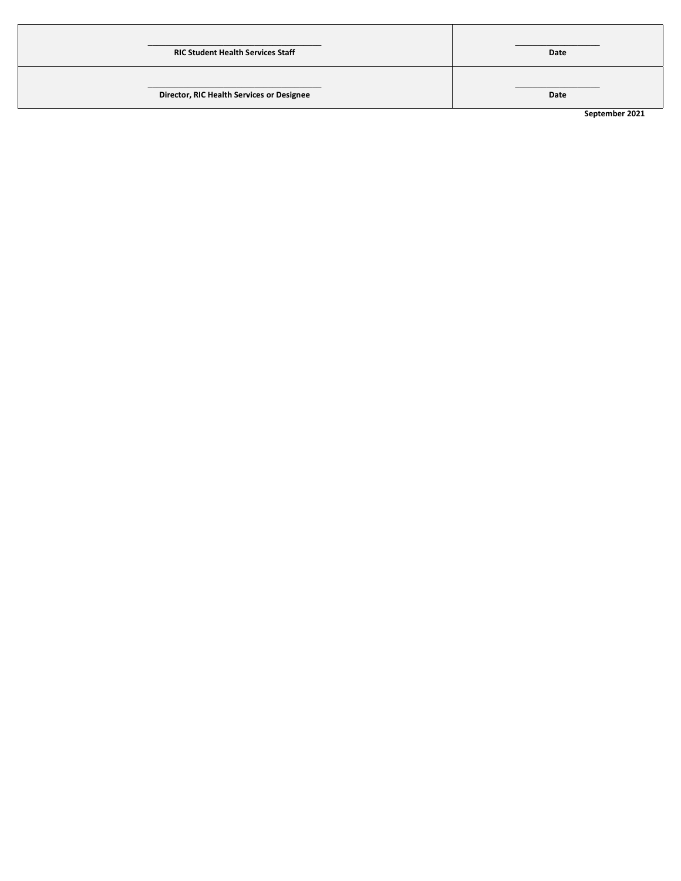| RIC Student Health Services Staff | Date |
| --- | --- |
| **Director, RIC Health Services or Designee** | **Date** |

**September 2021**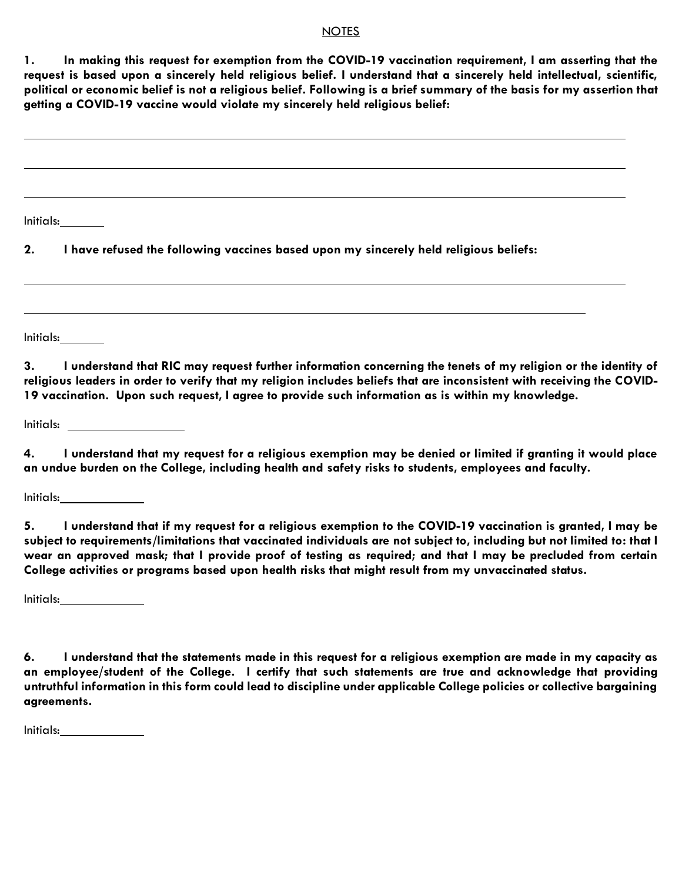NOTES

**1. In making this request for exemption from the COVID-19 vaccination requirement, I am asserting that the request is based upon a sincerely held religious belief. I understand that a sincerely held intellectual, scientific, political or economic belief is not a religious belief. Following is a brief summary of the basis for my assertion that getting a COVID-19 vaccine would violate my sincerely held religious belief:**

______________________________________________________________________________

______________________________________________________________________________

______________________________________________________________________________

Initials:_______

**2. I have refused the following vaccines based upon my sincerely held religious beliefs:**

______________________________________________________________________________

______________________________________________________________________________

Initials:_______

**3. I understand that RIC may request further information concerning the tenets of my religion or the identity of religious leaders in order to verify that my religion includes beliefs that are inconsistent with receiving the COVID-19 vaccination. Upon such request, I agree to provide such information as is within my knowledge.**

Initials: _______________

**4. I understand that my request for a religious exemption may be denied or limited if granting it would place an undue burden on the College, including health and safety risks to students, employees and faculty.**

Initials:___________

**5. I understand that if my request for a religious exemption to the COVID-19 vaccination is granted, I may be subject to requirements/limitations that vaccinated individuals are not subject to, including but not limited to: that I wear an approved mask; that I provide proof of testing as required; and that I may be precluded from certain College activities or programs based upon health risks that might result from my unvaccinated status.**

Initials:___________

**6. I understand that the statements made in this request for a religious exemption are made in my capacity as an employee/student of the College. I certify that such statements are true and acknowledge that providing untruthful information in this form could lead to discipline under applicable College policies or collective bargaining agreements.**

Initials:___________